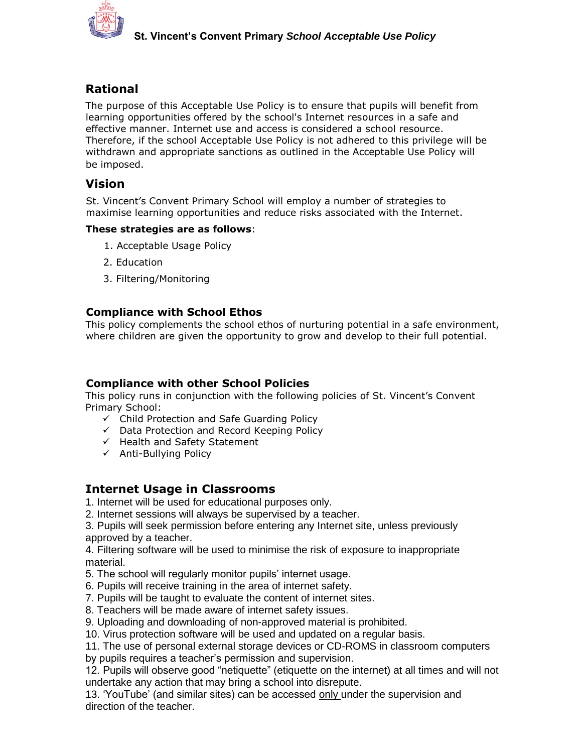**St. Vincent's Convent Primary *School Acceptable Use Policy***

## Rational

The purpose of this Acceptable Use Policy is to ensure that pupils will benefit from learning opportunities offered by the school's Internet resources in a safe and effective manner. Internet use and access is considered a school resource. Therefore, if the school Acceptable Use Policy is not adhered to this privilege will be withdrawn and appropriate sanctions as outlined in the Acceptable Use Policy will be imposed.

## Vision

St. Vincent's Convent Primary School will employ a number of strategies to maximise learning opportunities and reduce risks associated with the Internet.

**These strategies are as follows**:

1. Acceptable Usage Policy
2. Education
3. Filtering/Monitoring

### Compliance with School Ethos

This policy complements the school ethos of nurturing potential in a safe environment, where children are given the opportunity to grow and develop to their full potential.

### Compliance with other School Policies

This policy runs in conjunction with the following policies of St. Vincent's Convent Primary School:

- ✓ Child Protection and Safe Guarding Policy
- ✓ Data Protection and Record Keeping Policy
- ✓ Health and Safety Statement
- ✓ Anti-Bullying Policy

## Internet Usage in Classrooms

1. Internet will be used for educational purposes only.
2. Internet sessions will always be supervised by a teacher.
3. Pupils will seek permission before entering any Internet site, unless previously approved by a teacher.
4. Filtering software will be used to minimise the risk of exposure to inappropriate material.
5. The school will regularly monitor pupils' internet usage.
6. Pupils will receive training in the area of internet safety.
7. Pupils will be taught to evaluate the content of internet sites.
8. Teachers will be made aware of internet safety issues.
9. Uploading and downloading of non-approved material is prohibited.
10. Virus protection software will be used and updated on a regular basis.
11. The use of personal external storage devices or CD-ROMS in classroom computers by pupils requires a teacher's permission and supervision.
12. Pupils will observe good "netiquette" (etiquette on the internet) at all times and will not undertake any action that may bring a school into disrepute.
13. 'YouTube' (and similar sites) can be accessed only under the supervision and direction of the teacher.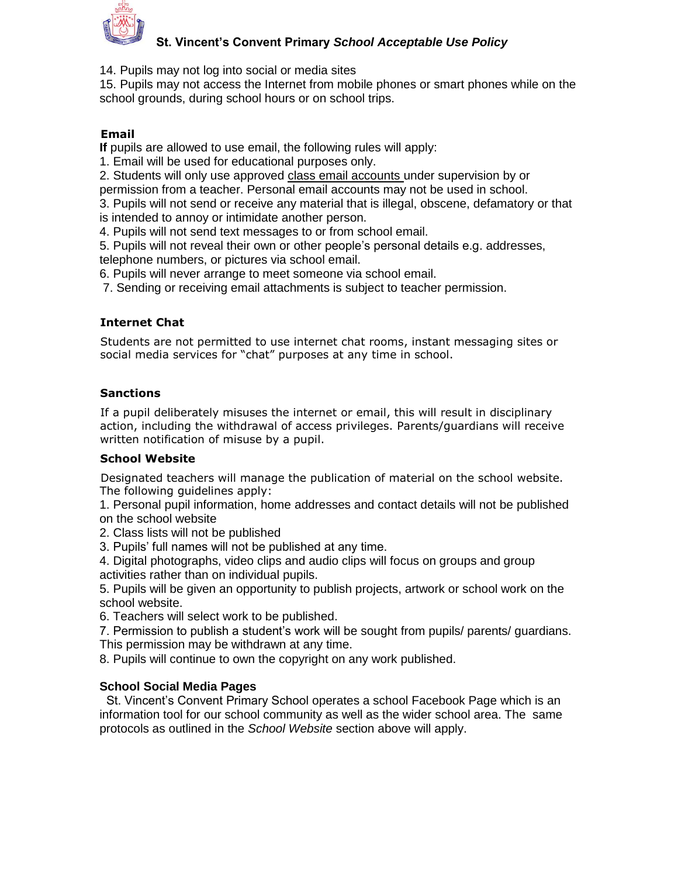14. Pupils may not log into social or media sites
15. Pupils may not access the Internet from mobile phones or smart phones while on the school grounds, during school hours or on school trips.

### Email

**If** pupils are allowed to use email, the following rules will apply:

1. Email will be used for educational purposes only.
2. Students will only use approved class email accounts under supervision by or permission from a teacher. Personal email accounts may not be used in school.
3. Pupils will not send or receive any material that is illegal, obscene, defamatory or that is intended to annoy or intimidate another person.
4. Pupils will not send text messages to or from school email.
5. Pupils will not reveal their own or other people's personal details e.g. addresses, telephone numbers, or pictures via school email.
6. Pupils will never arrange to meet someone via school email.
7. Sending or receiving email attachments is subject to teacher permission.

### Internet Chat

Students are not permitted to use internet chat rooms, instant messaging sites or social media services for "chat" purposes at any time in school.

### Sanctions

If a pupil deliberately misuses the internet or email, this will result in disciplinary action, including the withdrawal of access privileges. Parents/guardians will receive written notification of misuse by a pupil.

### School Website

Designated teachers will manage the publication of material on the school website. The following guidelines apply:

1. Personal pupil information, home addresses and contact details will not be published on the school website
2. Class lists will not be published
3. Pupils' full names will not be published at any time.
4. Digital photographs, video clips and audio clips will focus on groups and group activities rather than on individual pupils.
5. Pupils will be given an opportunity to publish projects, artwork or school work on the school website.
6. Teachers will select work to be published.
7. Permission to publish a student's work will be sought from pupils/ parents/ guardians. This permission may be withdrawn at any time.
8. Pupils will continue to own the copyright on any work published.

### School Social Media Pages

St. Vincent's Convent Primary School operates a school Facebook Page which is an information tool for our school community as well as the wider school area. The same protocols as outlined in the *School Website* section above will apply.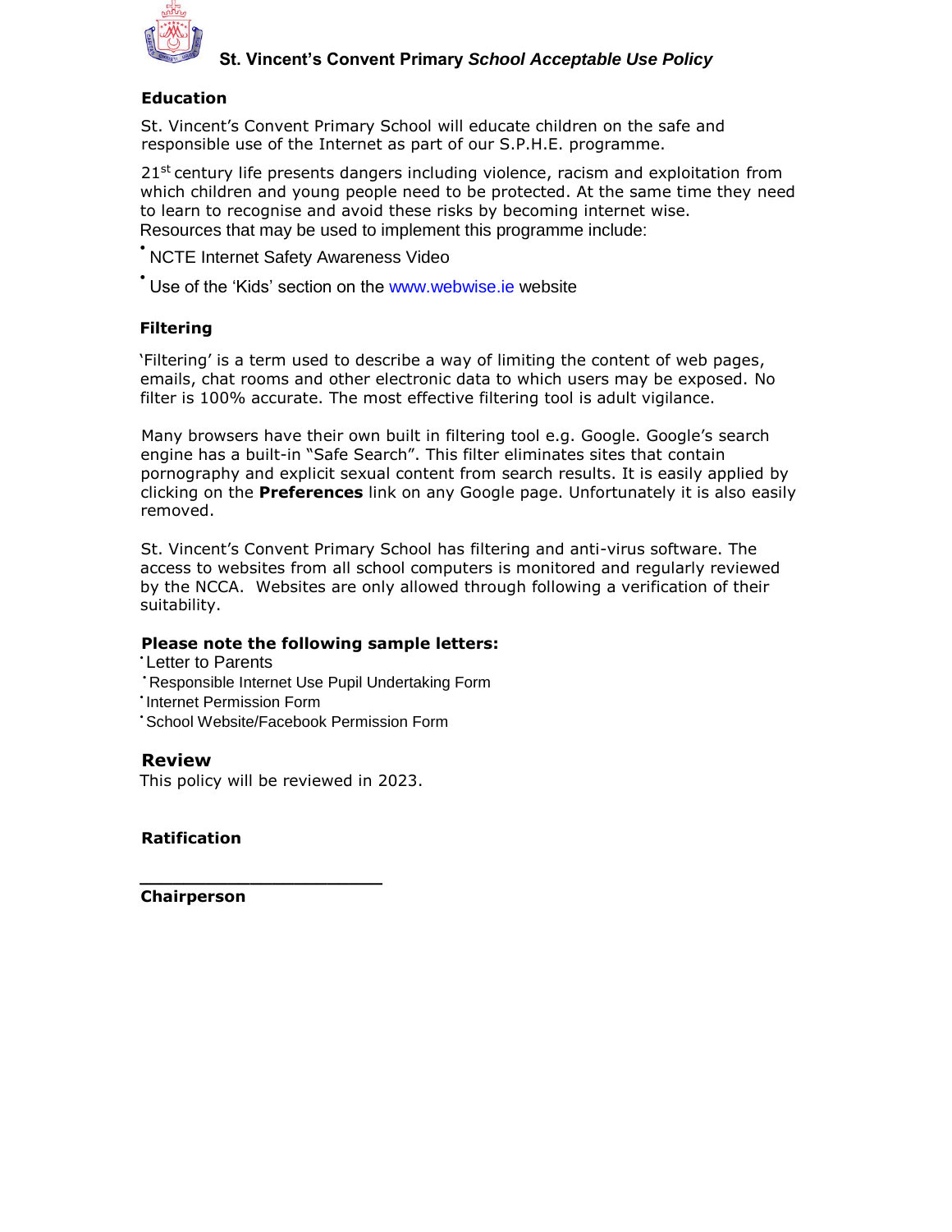## Education

St. Vincent's Convent Primary School will educate children on the safe and responsible use of the Internet as part of our S.P.H.E. programme.

21st century life presents dangers including violence, racism and exploitation from which children and young people need to be protected. At the same time they need to learn to recognise and avoid these risks by becoming internet wise.
Resources that may be used to implement this programme include:

- NCTE Internet Safety Awareness Video
- Use of the 'Kids' section on the www.webwise.ie website

## Filtering

'Filtering' is a term used to describe a way of limiting the content of web pages, emails, chat rooms and other electronic data to which users may be exposed. No filter is 100% accurate. The most effective filtering tool is adult vigilance.

Many browsers have their own built in filtering tool e.g. Google. Google's search engine has a built-in "Safe Search". This filter eliminates sites that contain pornography and explicit sexual content from search results. It is easily applied by clicking on the **Preferences** link on any Google page. Unfortunately it is also easily removed.

St. Vincent's Convent Primary School has filtering and anti-virus software. The access to websites from all school computers is monitored and regularly reviewed by the NCCA. Websites are only allowed through following a verification of their suitability.

**Please note the following sample letters:**

- Letter to Parents
- Responsible Internet Use Pupil Undertaking Form
- Internet Permission Form
- School Website/Facebook Permission Form

## Review

This policy will be reviewed in 2023.

## Ratification

______________________

**Chairperson**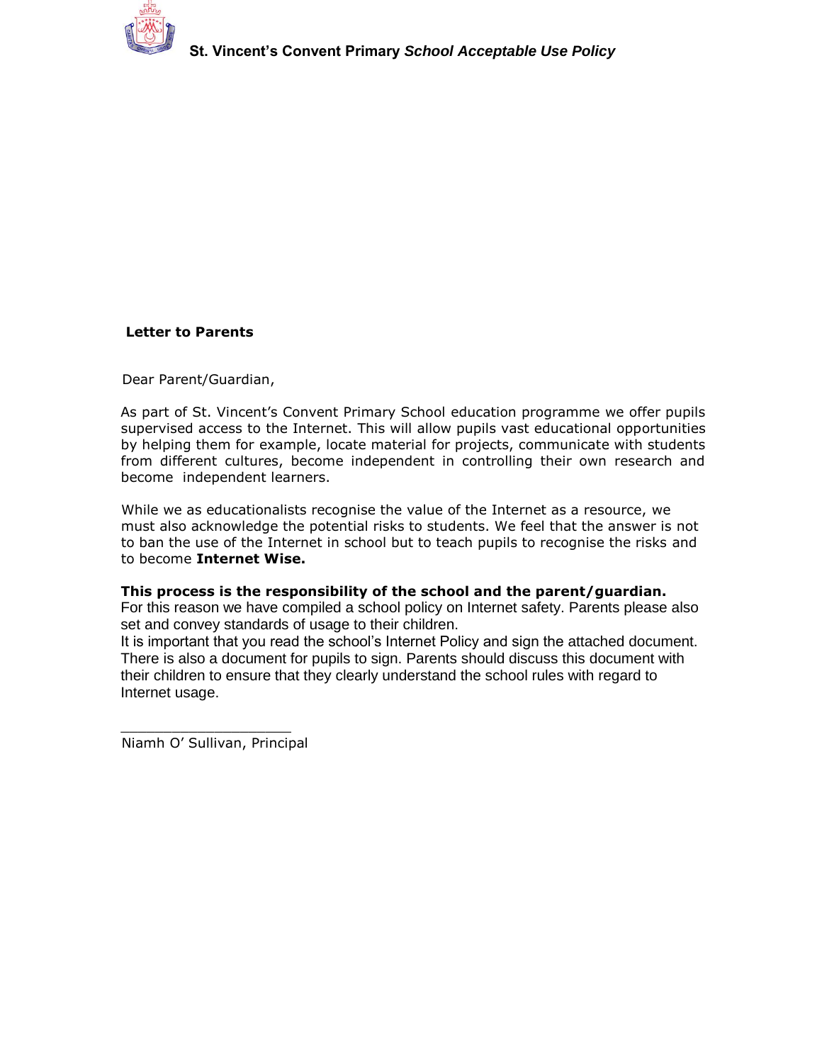## Letter to Parents

Dear Parent/Guardian,

As part of St. Vincent's Convent Primary School education programme we offer pupils supervised access to the Internet. This will allow pupils vast educational opportunities by helping them for example, locate material for projects, communicate with students from different cultures, become independent in controlling their own research and become independent learners.

While we as educationalists recognise the value of the Internet as a resource, we must also acknowledge the potential risks to students. We feel that the answer is not to ban the use of the Internet in school but to teach pupils to recognise the risks and to become **Internet Wise.**

**This process is the responsibility of the school and the parent/guardian.**
For this reason we have compiled a school policy on Internet safety. Parents please also set and convey standards of usage to their children.
It is important that you read the school's Internet Policy and sign the attached document. There is also a document for pupils to sign. Parents should discuss this document with their children to ensure that they clearly understand the school rules with regard to Internet usage.

____________________
Niamh O' Sullivan, Principal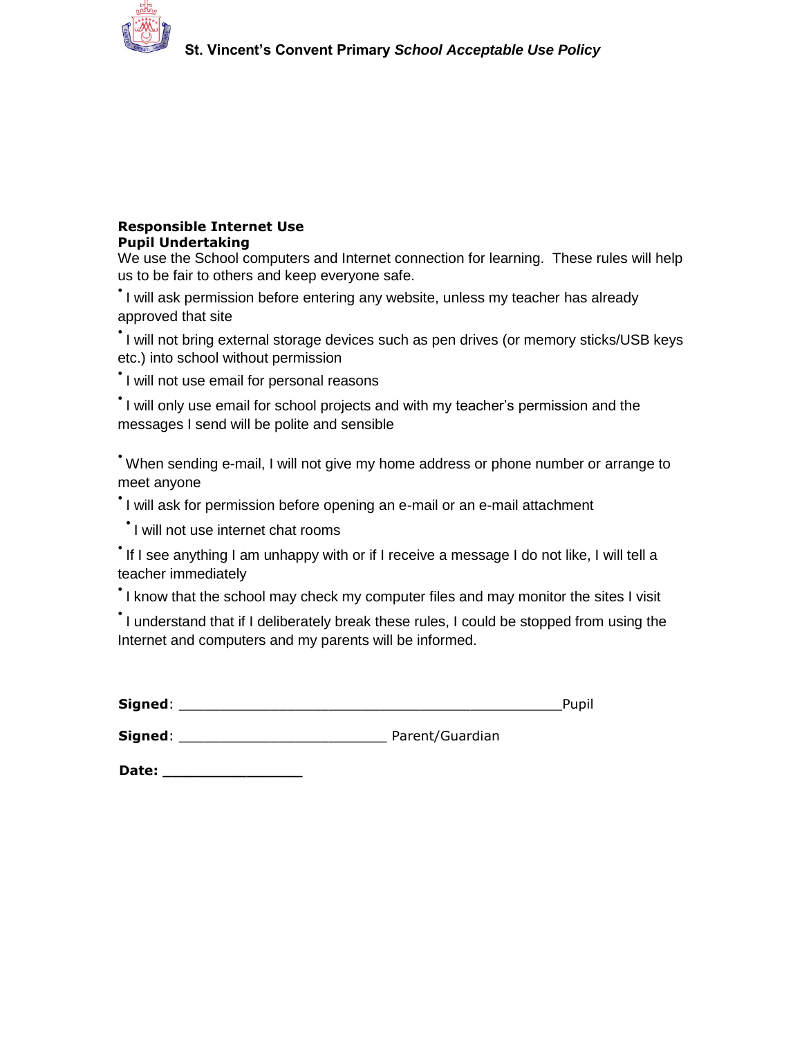**Responsible Internet Use**
**Pupil Undertaking**

We use the School computers and Internet connection for learning. These rules will help us to be fair to others and keep everyone safe.

- I will ask permission before entering any website, unless my teacher has already approved that site
- I will not bring external storage devices such as pen drives (or memory sticks/USB keys etc.) into school without permission
- I will not use email for personal reasons
- I will only use email for school projects and with my teacher's permission and the messages I send will be polite and sensible
- When sending e-mail, I will not give my home address or phone number or arrange to meet anyone
- I will ask for permission before opening an e-mail or an e-mail attachment
- I will not use internet chat rooms
- If I see anything I am unhappy with or if I receive a message I do not like, I will tell a teacher immediately
- I know that the school may check my computer files and may monitor the sites I visit
- I understand that if I deliberately break these rules, I could be stopped from using the Internet and computers and my parents will be informed.

**Signed**: ________________________________________________Pupil

**Signed**: __________________________ Parent/Guardian

**Date: ________________**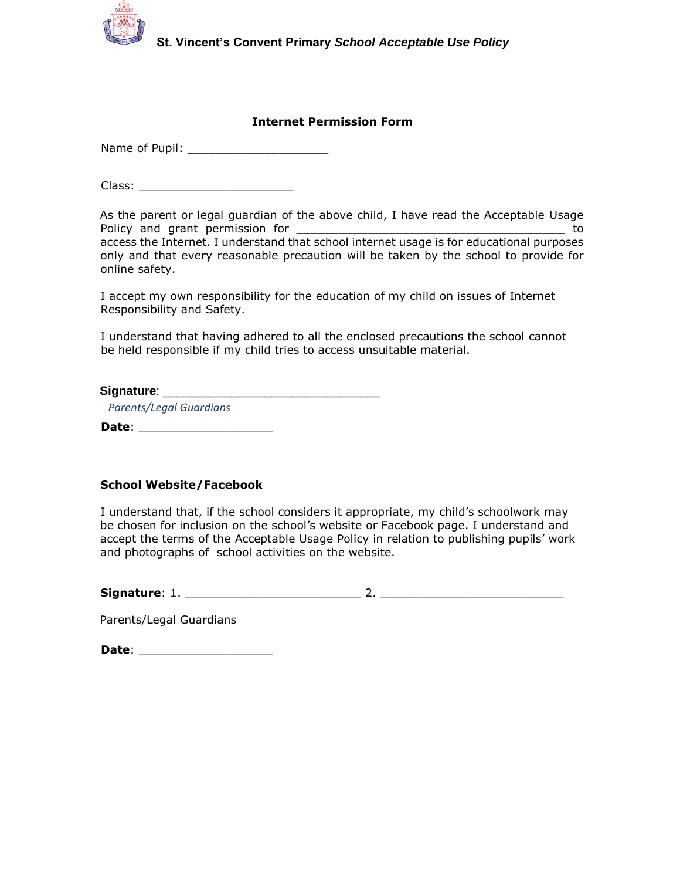**Internet Permission Form**

Name of Pupil: ____________________

Class: ______________________

As the parent or legal guardian of the above child, I have read the Acceptable Usage Policy and grant permission for _______________________________________ to access the Internet. I understand that school internet usage is for educational purposes only and that every reasonable precaution will be taken by the school to provide for online safety.

I accept my own responsibility for the education of my child on issues of Internet Responsibility and Safety.

I understand that having adhered to all the enclosed precautions the school cannot be held responsible if my child tries to access unsuitable material.

**Signature**: _______________________________

*Parents/Legal Guardians*

**Date**: ___________________

**School Website/Facebook**

I understand that, if the school considers it appropriate, my child's schoolwork may be chosen for inclusion on the school's website or Facebook page. I understand and accept the terms of the Acceptable Usage Policy in relation to publishing pupils' work and photographs of school activities on the website.

**Signature**: 1. _________________________ 2. __________________________

Parents/Legal Guardians

**Date**: ___________________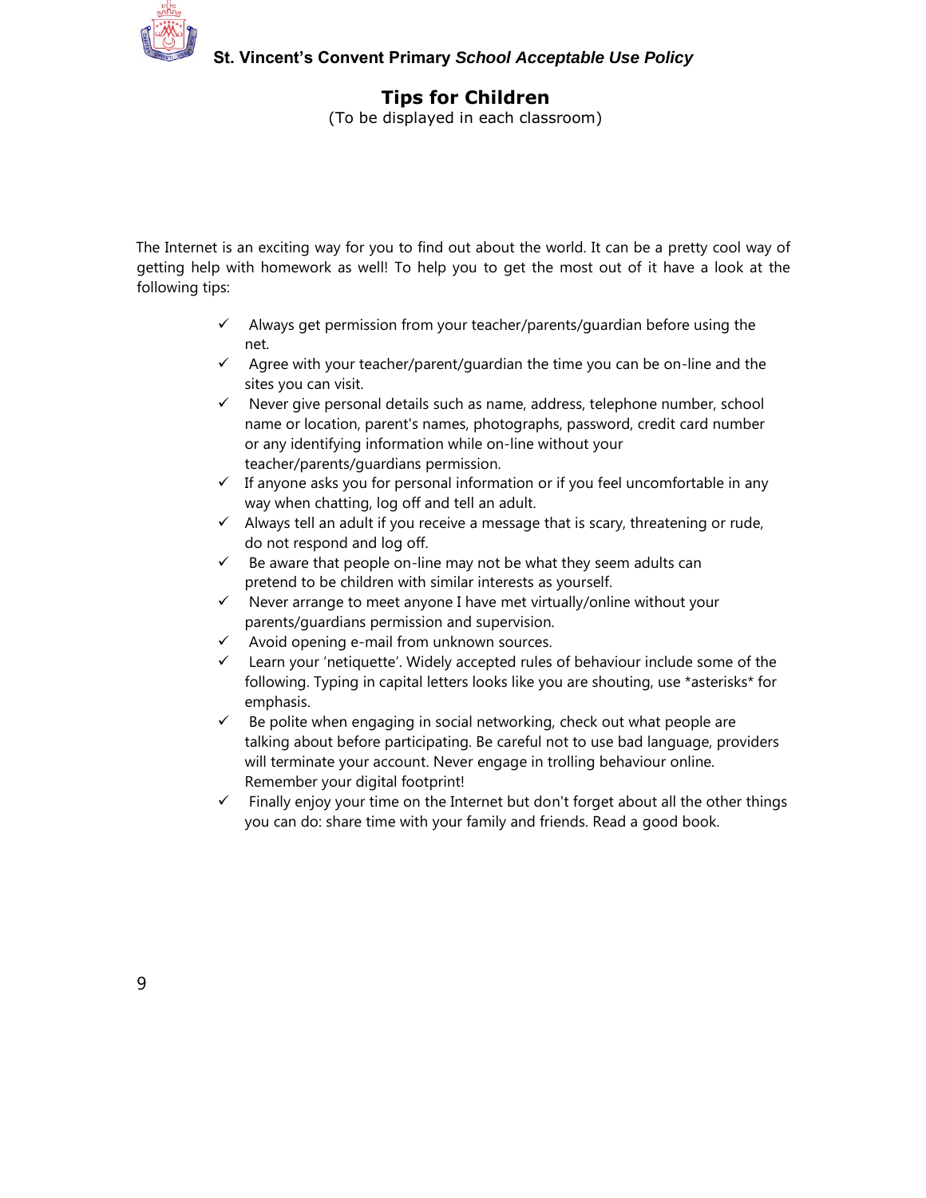## Tips for Children

(To be displayed in each classroom)

The Internet is an exciting way for you to find out about the world. It can be a pretty cool way of getting help with homework as well! To help you to get the most out of it have a look at the following tips:

- ✓ Always get permission from your teacher/parents/guardian before using the net.
- ✓ Agree with your teacher/parent/guardian the time you can be on-line and the sites you can visit.
- ✓ Never give personal details such as name, address, telephone number, school name or location, parent's names, photographs, password, credit card number or any identifying information while on-line without your teacher/parents/guardians permission.
- ✓ If anyone asks you for personal information or if you feel uncomfortable in any way when chatting, log off and tell an adult.
- ✓ Always tell an adult if you receive a message that is scary, threatening or rude, do not respond and log off.
- ✓ Be aware that people on-line may not be what they seem adults can pretend to be children with similar interests as yourself.
- ✓ Never arrange to meet anyone I have met virtually/online without your parents/guardians permission and supervision.
- ✓ Avoid opening e-mail from unknown sources.
- ✓ Learn your 'netiquette'. Widely accepted rules of behaviour include some of the following. Typing in capital letters looks like you are shouting, use *asterisks* for emphasis.
- ✓ Be polite when engaging in social networking, check out what people are talking about before participating. Be careful not to use bad language, providers will terminate your account. Never engage in trolling behaviour online. Remember your digital footprint!
- ✓ Finally enjoy your time on the Internet but don't forget about all the other things you can do: share time with your family and friends. Read a good book.